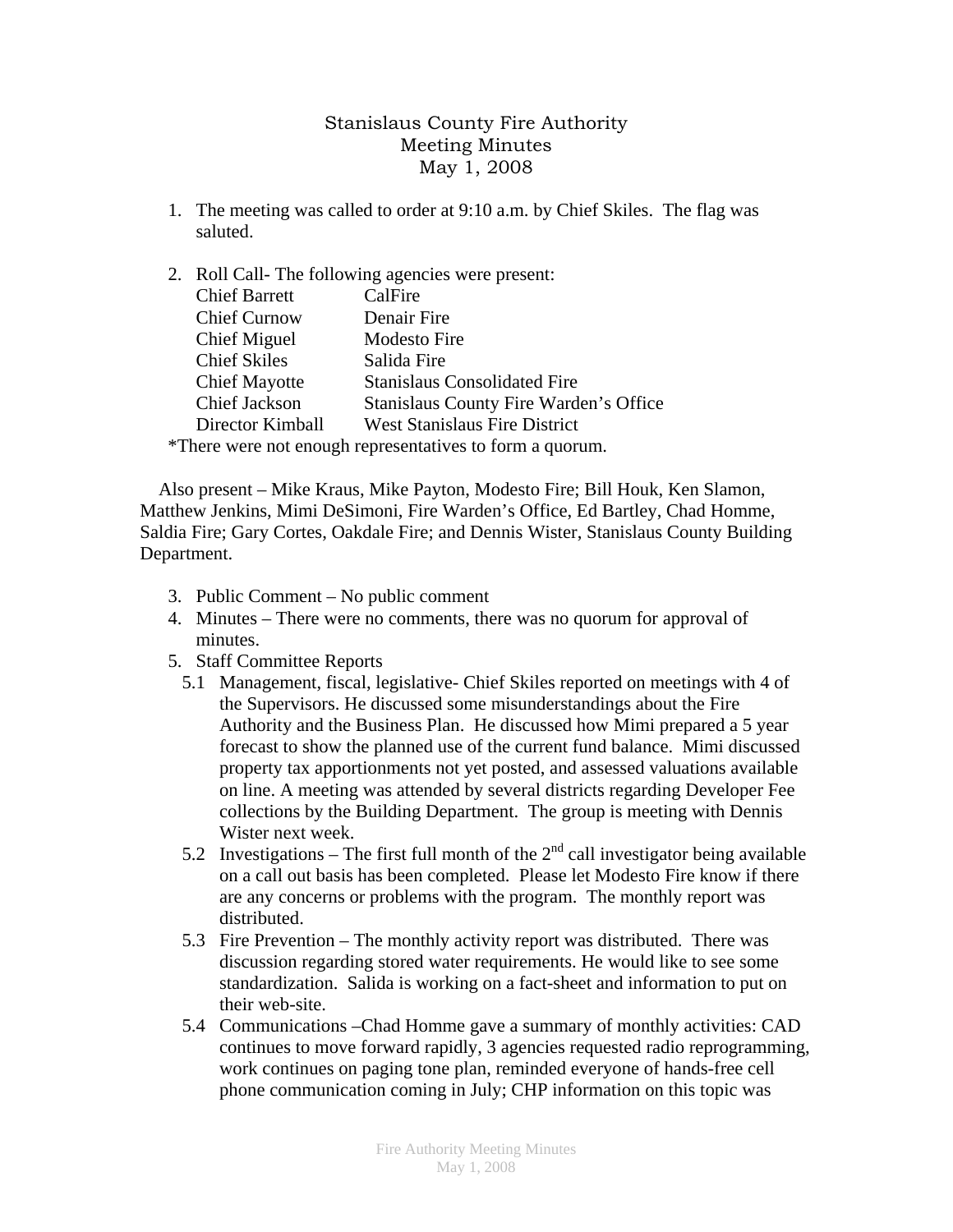# Stanislaus County Fire Authority
## Meeting Minutes
## May 1, 2008

1. The meeting was called to order at 9:10 a.m. by Chief Skiles. The flag was saluted.

2. Roll Call- The following agencies were present:

| | |
|---|---|
| Chief Barrett | CalFire |
| Chief Curnow | Denair Fire |
| Chief Miguel | Modesto Fire |
| Chief Skiles | Salida Fire |
| Chief Mayotte | Stanislaus Consolidated Fire |
| Chief Jackson | Stanislaus County Fire Warden's Office |
| Director Kimball | West Stanislaus Fire District |

*There were not enough representatives to form a quorum.

Also present – Mike Kraus, Mike Payton, Modesto Fire; Bill Houk, Ken Slamon, Matthew Jenkins, Mimi DeSimoni, Fire Warden's Office, Ed Bartley, Chad Homme, Saldia Fire; Gary Cortes, Oakdale Fire; and Dennis Wister, Stanislaus County Building Department.

3. Public Comment – No public comment
4. Minutes – There were no comments, there was no quorum for approval of minutes.
5. Staff Committee Reports
   - 5.1 Management, fiscal, legislative- Chief Skiles reported on meetings with 4 of the Supervisors. He discussed some misunderstandings about the Fire Authority and the Business Plan. He discussed how Mimi prepared a 5 year forecast to show the planned use of the current fund balance. Mimi discussed property tax apportionments not yet posted, and assessed valuations available on line. A meeting was attended by several districts regarding Developer Fee collections by the Building Department. The group is meeting with Dennis Wister next week.
   - 5.2 Investigations – The first full month of the 2nd call investigator being available on a call out basis has been completed. Please let Modesto Fire know if there are any concerns or problems with the program. The monthly report was distributed.
   - 5.3 Fire Prevention – The monthly activity report was distributed. There was discussion regarding stored water requirements. He would like to see some standardization. Salida is working on a fact-sheet and information to put on their web-site.
   - 5.4 Communications –Chad Homme gave a summary of monthly activities: CAD continues to move forward rapidly, 3 agencies requested radio reprogramming, work continues on paging tone plan, reminded everyone of hands-free cell phone communication coming in July; CHP information on this topic was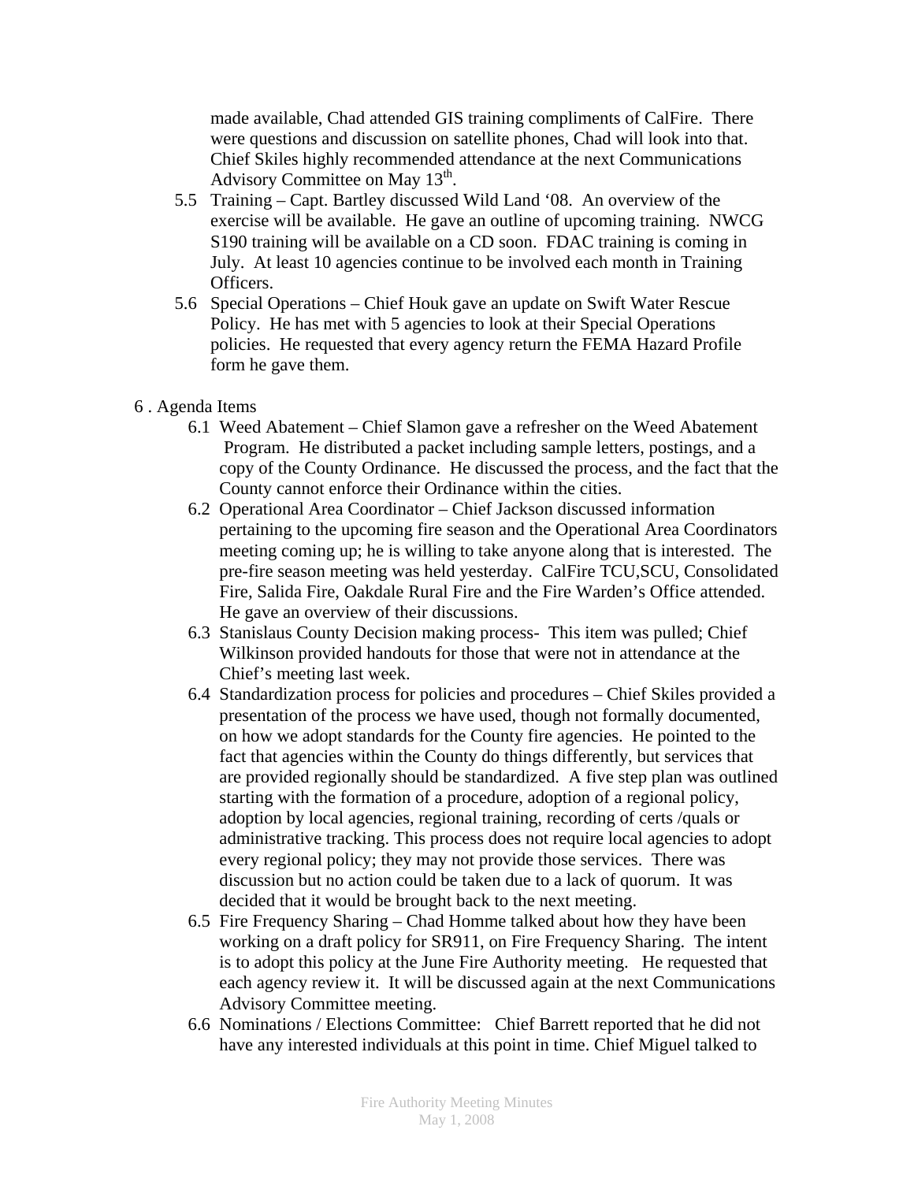made available, Chad attended GIS training compliments of CalFire. There were questions and discussion on satellite phones, Chad will look into that. Chief Skiles highly recommended attendance at the next Communications Advisory Committee on May 13th.

- 5.5 Training – Capt. Bartley discussed Wild Land '08. An overview of the exercise will be available. He gave an outline of upcoming training. NWCG S190 training will be available on a CD soon. FDAC training is coming in July. At least 10 agencies continue to be involved each month in Training Officers.
- 5.6 Special Operations – Chief Houk gave an update on Swift Water Rescue Policy. He has met with 5 agencies to look at their Special Operations policies. He requested that every agency return the FEMA Hazard Profile form he gave them.

6 . Agenda Items

- 6.1 Weed Abatement – Chief Slamon gave a refresher on the Weed Abatement Program. He distributed a packet including sample letters, postings, and a copy of the County Ordinance. He discussed the process, and the fact that the County cannot enforce their Ordinance within the cities.
- 6.2 Operational Area Coordinator – Chief Jackson discussed information pertaining to the upcoming fire season and the Operational Area Coordinators meeting coming up; he is willing to take anyone along that is interested. The pre-fire season meeting was held yesterday. CalFire TCU,SCU, Consolidated Fire, Salida Fire, Oakdale Rural Fire and the Fire Warden's Office attended. He gave an overview of their discussions.
- 6.3 Stanislaus County Decision making process- This item was pulled; Chief Wilkinson provided handouts for those that were not in attendance at the Chief's meeting last week.
- 6.4 Standardization process for policies and procedures – Chief Skiles provided a presentation of the process we have used, though not formally documented, on how we adopt standards for the County fire agencies. He pointed to the fact that agencies within the County do things differently, but services that are provided regionally should be standardized. A five step plan was outlined starting with the formation of a procedure, adoption of a regional policy, adoption by local agencies, regional training, recording of certs /quals or administrative tracking. This process does not require local agencies to adopt every regional policy; they may not provide those services. There was discussion but no action could be taken due to a lack of quorum. It was decided that it would be brought back to the next meeting.
- 6.5 Fire Frequency Sharing – Chad Homme talked about how they have been working on a draft policy for SR911, on Fire Frequency Sharing. The intent is to adopt this policy at the June Fire Authority meeting. He requested that each agency review it. It will be discussed again at the next Communications Advisory Committee meeting.
- 6.6 Nominations / Elections Committee: Chief Barrett reported that he did not have any interested individuals at this point in time. Chief Miguel talked to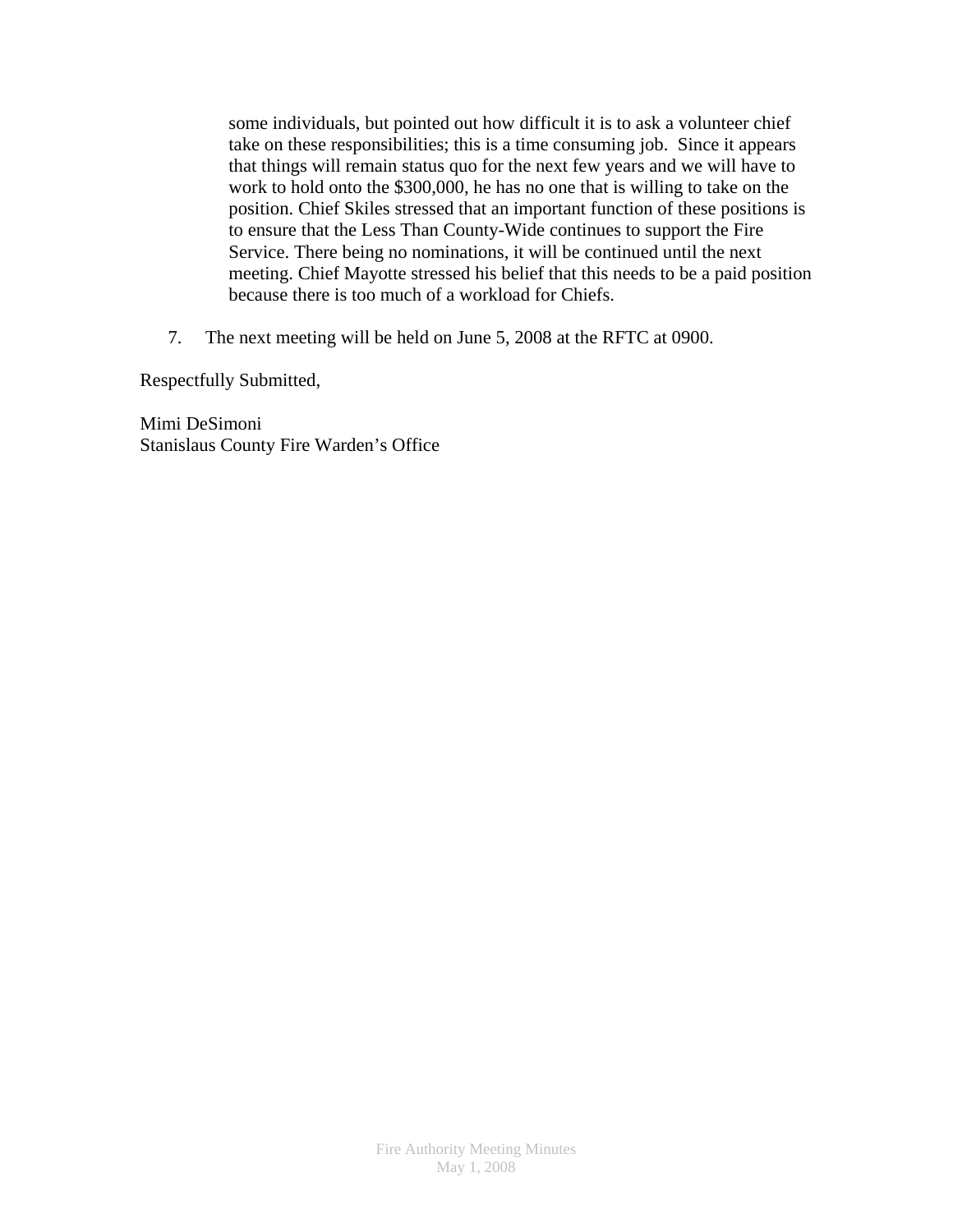some individuals, but pointed out how difficult it is to ask a volunteer chief take on these responsibilities; this is a time consuming job. Since it appears that things will remain status quo for the next few years and we will have to work to hold onto the $300,000, he has no one that is willing to take on the position. Chief Skiles stressed that an important function of these positions is to ensure that the Less Than County-Wide continues to support the Fire Service. There being no nominations, it will be continued until the next meeting. Chief Mayotte stressed his belief that this needs to be a paid position because there is too much of a workload for Chiefs.

7. The next meeting will be held on June 5, 2008 at the RFTC at 0900.

Respectfully Submitted,

Mimi DeSimoni
Stanislaus County Fire Warden's Office